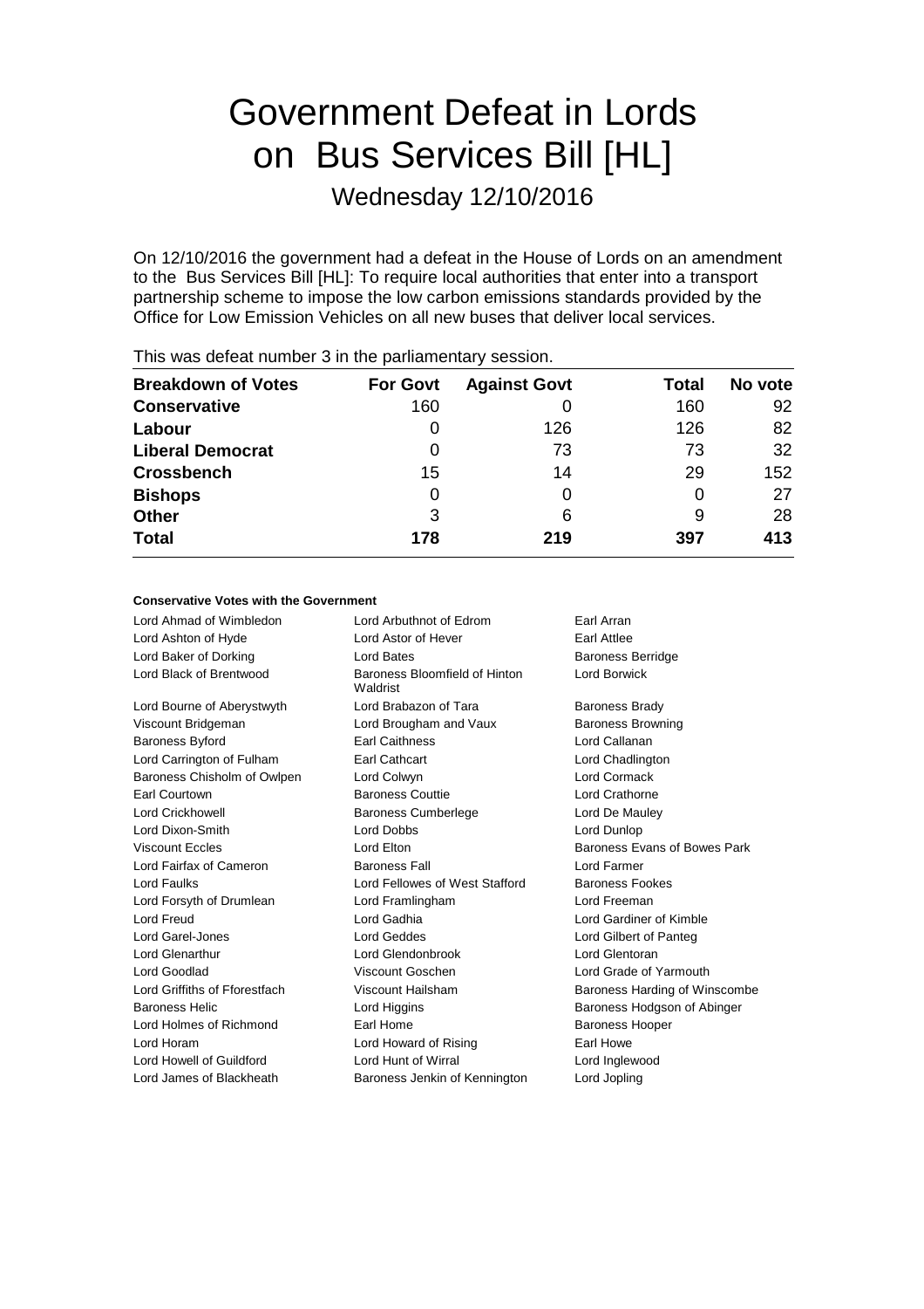# Government Defeat in Lords on Bus Services Bill [HL]

Wednesday 12/10/2016

On 12/10/2016 the government had a defeat in the House of Lords on an amendment to the Bus Services Bill [HL]: To require local authorities that enter into a transport partnership scheme to impose the low carbon emissions standards provided by the Office for Low Emission Vehicles on all new buses that deliver local services.

This was defeat number 3 in the parliamentary session.

| Breakdown of Votes | For Govt | Against Govt | Total | No vote |
|---|---|---|---|---|
| Conservative | 160 | 0 | 160 | 92 |
| Labour | 0 | 126 | 126 | 82 |
| Liberal Democrat | 0 | 73 | 73 | 32 |
| Crossbench | 15 | 14 | 29 | 152 |
| Bishops | 0 | 0 | 0 | 27 |
| Other | 3 | 6 | 9 | 28 |
| **Total** | **178** | **219** | **397** | **413** |

**Conservative Votes with the Government**

| | | |
|---|---|---|
| Lord Ahmad of Wimbledon | Lord Arbuthnot of Edrom | Earl Arran |
| Lord Ashton of Hyde | Lord Astor of Hever | Earl Attlee |
| Lord Baker of Dorking | Lord Bates | Baroness Berridge |
| Lord Black of Brentwood | Baroness Bloomfield of Hinton Waldrist | Lord Borwick |
| Lord Bourne of Aberystwyth | Lord Brabazon of Tara | Baroness Brady |
| Viscount Bridgeman | Lord Brougham and Vaux | Baroness Browning |
| Baroness Byford | Earl Caithness | Lord Callanan |
| Lord Carrington of Fulham | Earl Cathcart | Lord Chadlington |
| Baroness Chisholm of Owlpen | Lord Colwyn | Lord Cormack |
| Earl Courtown | Baroness Couttie | Lord Crathorne |
| Lord Crickhowell | Baroness Cumberlege | Lord De Mauley |
| Lord Dixon-Smith | Lord Dobbs | Lord Dunlop |
| Viscount Eccles | Lord Elton | Baroness Evans of Bowes Park |
| Lord Fairfax of Cameron | Baroness Fall | Lord Farmer |
| Lord Faulks | Lord Fellowes of West Stafford | Baroness Fookes |
| Lord Forsyth of Drumlean | Lord Framlingham | Lord Freeman |
| Lord Freud | Lord Gadhia | Lord Gardiner of Kimble |
| Lord Garel-Jones | Lord Geddes | Lord Gilbert of Panteg |
| Lord Glenarthur | Lord Glendonbrook | Lord Glentoran |
| Lord Goodlad | Viscount Goschen | Lord Grade of Yarmouth |
| Lord Griffiths of Fforestfach | Viscount Hailsham | Baroness Harding of Winscombe |
| Baroness Helic | Lord Higgins | Baroness Hodgson of Abinger |
| Lord Holmes of Richmond | Earl Home | Baroness Hooper |
| Lord Horam | Lord Howard of Rising | Earl Howe |
| Lord Howell of Guildford | Lord Hunt of Wirral | Lord Inglewood |
| Lord James of Blackheath | Baroness Jenkin of Kennington | Lord Jopling |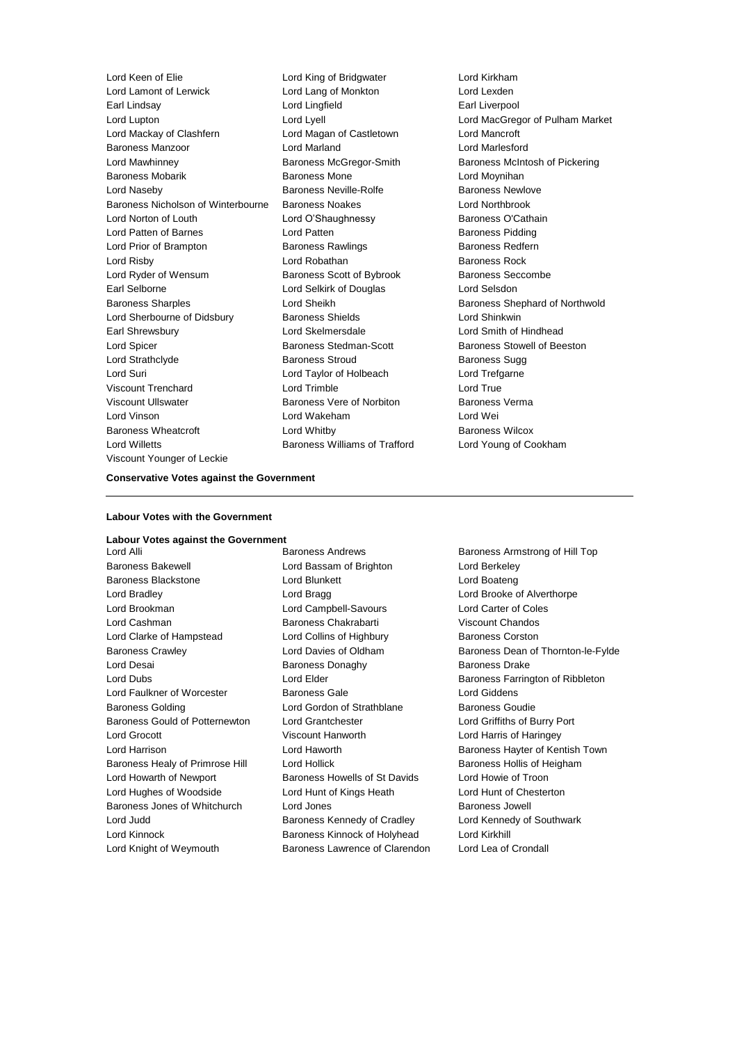Lord Keen of Elie
Lord King of Bridgwater
Lord Kirkham
Lord Lamont of Lerwick
Lord Lang of Monkton
Lord Lexden
Earl Lindsay
Lord Lingfield
Earl Liverpool
Lord Lupton
Lord Lyell
Lord MacGregor of Pulham Market
Lord Mackay of Clashfern
Lord Magan of Castletown
Lord Mancroft
Baroness Manzoor
Lord Marland
Lord Marlesford
Lord Mawhinney
Baroness McGregor-Smith
Baroness McIntosh of Pickering
Baroness Mobarik
Baroness Mone
Lord Moynihan
Lord Naseby
Baroness Neville-Rolfe
Baroness Newlove
Baroness Nicholson of Winterbourne
Baroness Noakes
Lord Northbrook
Lord Norton of Louth
Lord O'Shaughnessy
Baroness O'Cathain
Lord Patten of Barnes
Lord Patten
Baroness Pidding
Lord Prior of Brampton
Baroness Rawlings
Baroness Redfern
Lord Risby
Lord Robathan
Baroness Rock
Lord Ryder of Wensum
Baroness Scott of Bybrook
Baroness Seccombe
Earl Selborne
Lord Selkirk of Douglas
Lord Selsdon
Baroness Sharples
Lord Sheikh
Baroness Shephard of Northwold
Lord Sherbourne of Didsbury
Baroness Shields
Lord Shinkwin
Earl Shrewsbury
Lord Skelmersdale
Lord Smith of Hindhead
Lord Spicer
Baroness Stedman-Scott
Baroness Stowell of Beeston
Lord Strathclyde
Baroness Stroud
Baroness Sugg
Lord Suri
Lord Taylor of Holbeach
Lord Trefgarne
Viscount Trenchard
Lord Trimble
Lord True
Viscount Ullswater
Baroness Vere of Norbiton
Baroness Verma
Lord Vinson
Lord Wakeham
Lord Wei
Baroness Wheatcroft
Lord Whitby
Baroness Wilcox
Lord Willetts
Baroness Williams of Trafford
Lord Young of Cookham
Viscount Younger of Leckie

**Conservative Votes against the Government**

---

**Labour Votes with the Government**

**Labour Votes against the Government**

Lord Alli
Baroness Andrews
Baroness Armstrong of Hill Top
Baroness Bakewell
Lord Bassam of Brighton
Lord Berkeley
Baroness Blackstone
Lord Blunkett
Lord Boateng
Lord Bradley
Lord Bragg
Lord Brooke of Alverthorpe
Lord Brookman
Lord Campbell-Savours
Lord Carter of Coles
Lord Cashman
Baroness Chakrabarti
Viscount Chandos
Lord Clarke of Hampstead
Lord Collins of Highbury
Baroness Corston
Baroness Crawley
Lord Davies of Oldham
Baroness Dean of Thornton-le-Fylde
Lord Desai
Baroness Donaghy
Baroness Drake
Lord Dubs
Lord Elder
Baroness Farrington of Ribbleton
Lord Faulkner of Worcester
Baroness Gale
Lord Giddens
Baroness Golding
Lord Gordon of Strathblane
Baroness Goudie
Baroness Gould of Potternewton
Lord Grantchester
Lord Griffiths of Burry Port
Lord Grocott
Viscount Hanworth
Lord Harris of Haringey
Lord Harrison
Lord Haworth
Baroness Hayter of Kentish Town
Baroness Healy of Primrose Hill
Lord Hollick
Baroness Hollis of Heigham
Lord Howarth of Newport
Baroness Howells of St Davids
Lord Howie of Troon
Lord Hughes of Woodside
Lord Hunt of Kings Heath
Lord Hunt of Chesterton
Baroness Jones of Whitchurch
Lord Jones
Baroness Jowell
Lord Judd
Baroness Kennedy of Cradley
Lord Kennedy of Southwark
Lord Kinnock
Baroness Kinnock of Holyhead
Lord Kirkhill
Lord Knight of Weymouth
Baroness Lawrence of Clarendon
Lord Lea of Crondall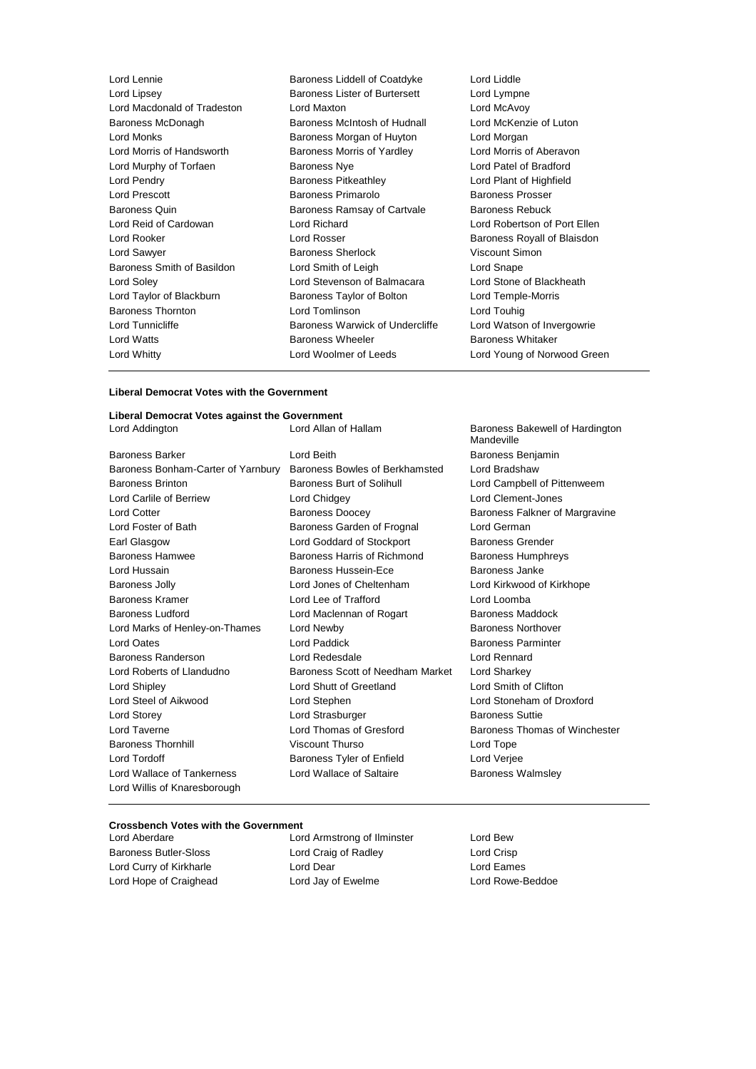Lord Lennie
Baroness Liddell of Coatdyke
Lord Liddle
Lord Lipsey
Baroness Lister of Burtersett
Lord Lympne
Lord Macdonald of Tradeston
Lord Maxton
Lord McAvoy
Baroness McDonagh
Baroness McIntosh of Hudnall
Lord McKenzie of Luton
Lord Monks
Baroness Morgan of Huyton
Lord Morgan
Lord Morris of Handsworth
Baroness Morris of Yardley
Lord Morris of Aberavon
Lord Murphy of Torfaen
Baroness Nye
Lord Patel of Bradford
Lord Pendry
Baroness Pitkeathley
Lord Plant of Highfield
Lord Prescott
Baroness Primarolo
Baroness Prosser
Baroness Quin
Baroness Ramsay of Cartvale
Baroness Rebuck
Lord Reid of Cardowan
Lord Richard
Lord Robertson of Port Ellen
Lord Rooker
Lord Rosser
Baroness Royall of Blaisdon
Lord Sawyer
Baroness Sherlock
Viscount Simon
Baroness Smith of Basildon
Lord Smith of Leigh
Lord Snape
Lord Soley
Lord Stevenson of Balmacara
Lord Stone of Blackheath
Lord Taylor of Blackburn
Baroness Taylor of Bolton
Lord Temple-Morris
Baroness Thornton
Lord Tomlinson
Lord Touhig
Lord Tunnicliffe
Baroness Warwick of Undercliffe
Lord Watson of Invergowrie
Lord Watts
Baroness Wheeler
Baroness Whitaker
Lord Whitty
Lord Woolmer of Leeds
Lord Young of Norwood Green

---

**Liberal Democrat Votes with the Government**

**Liberal Democrat Votes against the Government**

Lord Addington
Lord Allan of Hallam
Baroness Bakewell of Hardington Mandeville
Baroness Barker
Lord Beith
Baroness Benjamin
Baroness Bonham-Carter of Yarnbury
Baroness Bowles of Berkhamsted
Lord Bradshaw
Baroness Brinton
Baroness Burt of Solihull
Lord Campbell of Pittenweem
Lord Carlile of Berriew
Lord Chidgey
Lord Clement-Jones
Lord Cotter
Baroness Doocey
Baroness Falkner of Margravine
Lord Foster of Bath
Baroness Garden of Frognal
Lord German
Earl Glasgow
Lord Goddard of Stockport
Baroness Grender
Baroness Hamwee
Baroness Harris of Richmond
Baroness Humphreys
Lord Hussain
Baroness Hussein-Ece
Baroness Janke
Baroness Jolly
Lord Jones of Cheltenham
Lord Kirkwood of Kirkhope
Baroness Kramer
Lord Lee of Trafford
Lord Loomba
Baroness Ludford
Lord Maclennan of Rogart
Baroness Maddock
Lord Marks of Henley-on-Thames
Lord Newby
Baroness Northover
Lord Oates
Lord Paddick
Baroness Parminter
Baroness Randerson
Lord Redesdale
Lord Rennard
Lord Roberts of Llandudno
Baroness Scott of Needham Market
Lord Sharkey
Lord Shipley
Lord Shutt of Greetland
Lord Smith of Clifton
Lord Steel of Aikwood
Lord Stephen
Lord Stoneham of Droxford
Lord Storey
Lord Strasburger
Baroness Suttie
Lord Taverne
Lord Thomas of Gresford
Baroness Thomas of Winchester
Baroness Thornhill
Viscount Thurso
Lord Tope
Lord Tordoff
Baroness Tyler of Enfield
Lord Verjee
Lord Wallace of Tankerness
Lord Wallace of Saltaire
Baroness Walmsley
Lord Willis of Knaresborough

---

**Crossbench Votes with the Government**

Lord Aberdare
Lord Armstrong of Ilminster
Lord Bew
Baroness Butler-Sloss
Lord Craig of Radley
Lord Crisp
Lord Curry of Kirkharle
Lord Dear
Lord Eames
Lord Hope of Craighead
Lord Jay of Ewelme
Lord Rowe-Beddoe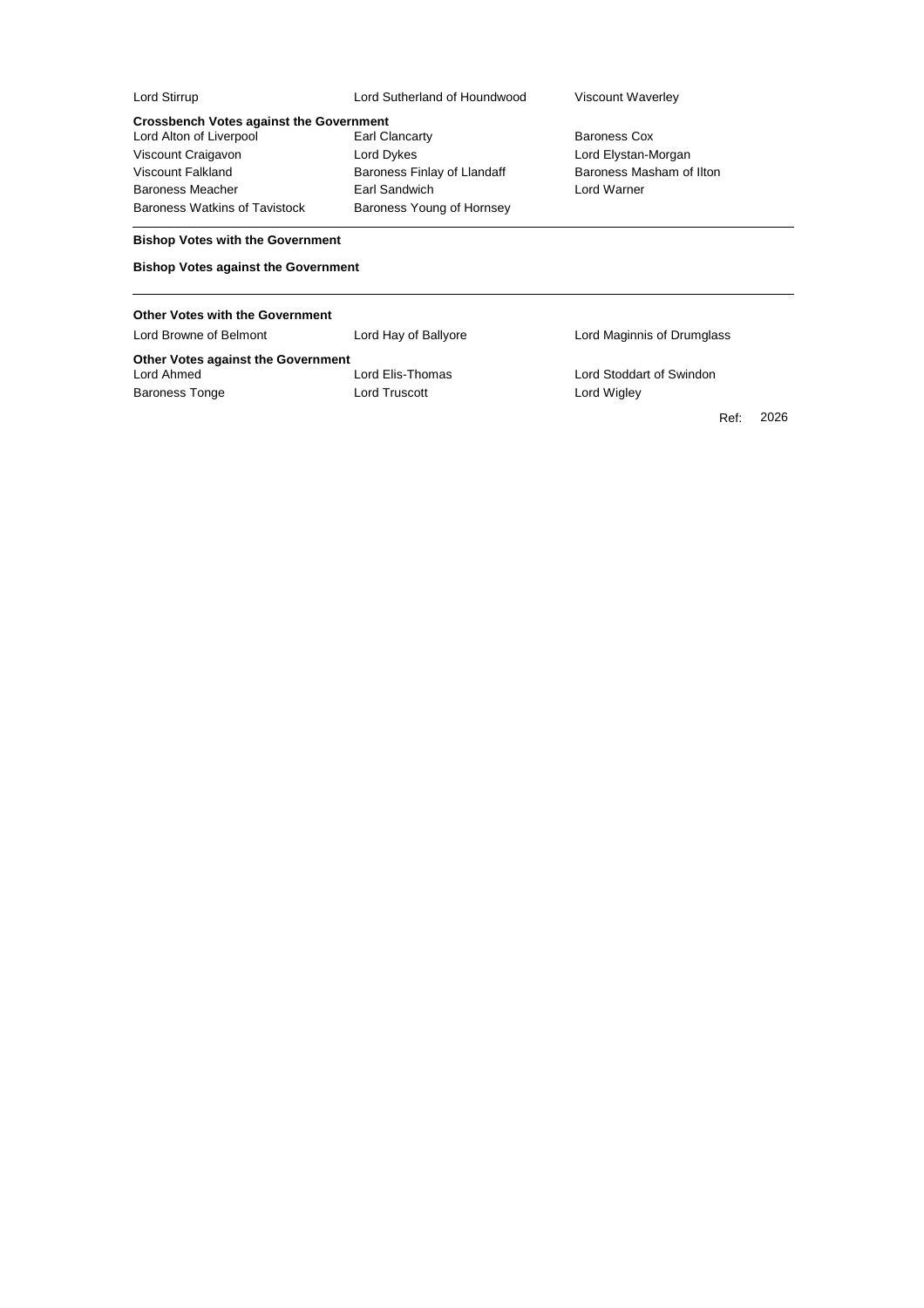Lord Stirrup Lord Sutherland of Houndwood Viscount Waverley

**Crossbench Votes against the Government**

Lord Alton of Liverpool
Earl Clancarty
Baroness Cox
Viscount Craigavon
Lord Dykes
Lord Elystan-Morgan
Viscount Falkland
Baroness Finlay of Llandaff
Baroness Masham of Ilton
Baroness Meacher
Earl Sandwich
Lord Warner
Baroness Watkins of Tavistock
Baroness Young of Hornsey

---

**Bishop Votes with the Government**

**Bishop Votes against the Government**

---

**Other Votes with the Government**

Lord Browne of Belmont
Lord Hay of Ballyore
Lord Maginnis of Drumglass

**Other Votes against the Government**

Lord Ahmed
Lord Elis-Thomas
Lord Stoddart of Swindon
Baroness Tonge
Lord Truscott
Lord Wigley

Ref: 2026